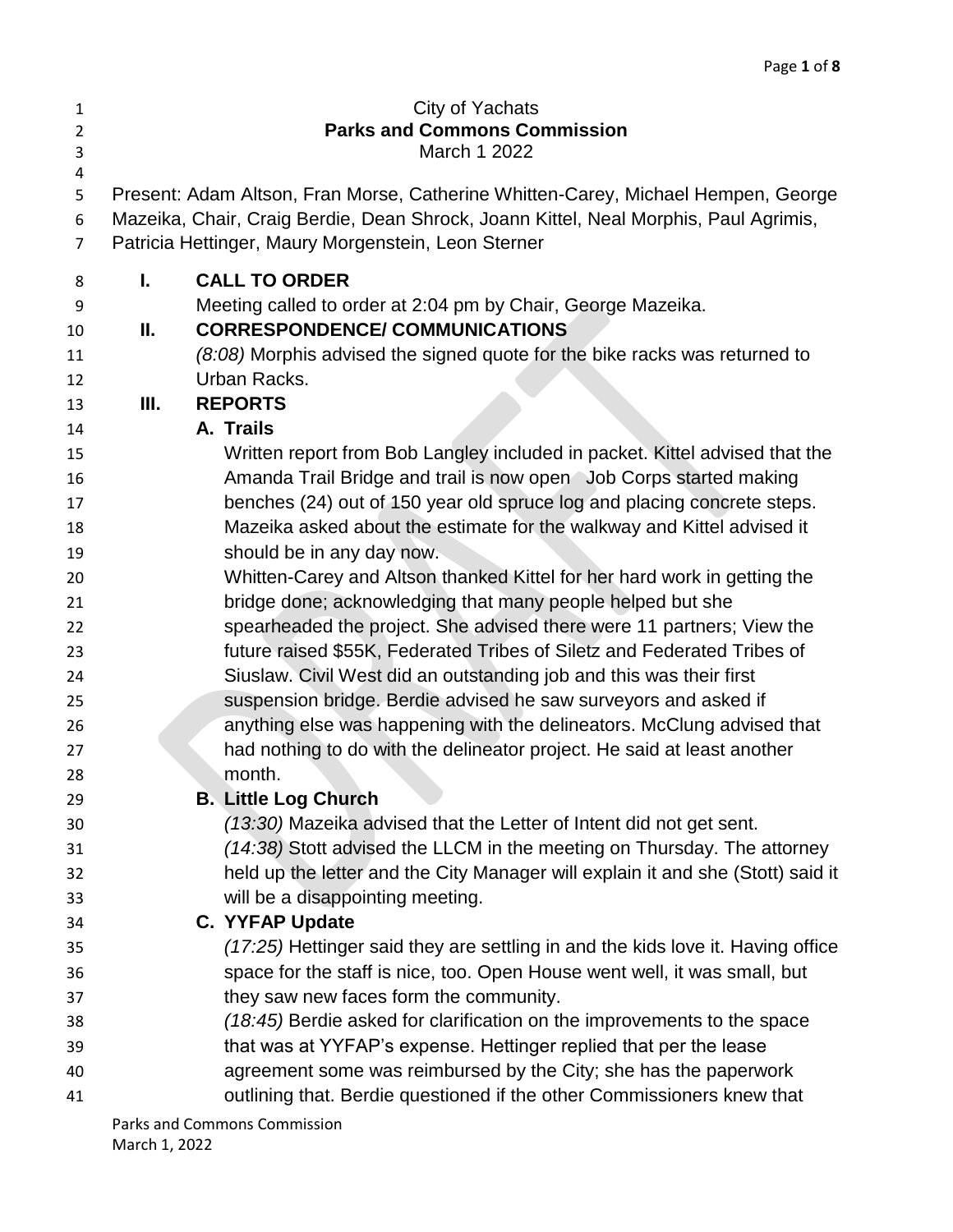City of Yachats

**Parks and Commons Commission**

March 1 2022

Present: Adam Altson, Fran Morse, Catherine Whitten-Carey, Michael Hempen, George Mazeika, Chair, Craig Berdie, Dean Shrock, Joann Kittel, Neal Morphis, Paul Agrimis, Patricia Hettinger, Maury Morgenstein, Leon Sterner

## I. CALL TO ORDER

Meeting called to order at 2:04 pm by Chair, George Mazeika.

## II. CORRESPONDENCE/ COMMUNICATIONS

*(8:08)* Morphis advised the signed quote for the bike racks was returned to Urban Racks.

## III. REPORTS

### A. Trails

Written report from Bob Langley included in packet. Kittel advised that the Amanda Trail Bridge and trail is now open Job Corps started making benches (24) out of 150 year old spruce log and placing concrete steps. Mazeika asked about the estimate for the walkway and Kittel advised it should be in any day now.

Whitten-Carey and Altson thanked Kittel for her hard work in getting the bridge done; acknowledging that many people helped but she spearheaded the project. She advised there were 11 partners; View the future raised $55K, Federated Tribes of Siletz and Federated Tribes of Siuslaw. Civil West did an outstanding job and this was their first suspension bridge. Berdie advised he saw surveyors and asked if anything else was happening with the delineators. McClung advised that had nothing to do with the delineator project. He said at least another month.

### B. Little Log Church

*(13:30)* Mazeika advised that the Letter of Intent did not get sent.

*(14:38)* Stott advised the LLCM in the meeting on Thursday. The attorney held up the letter and the City Manager will explain it and she (Stott) said it will be a disappointing meeting.

### C. YYFAP Update

*(17:25)* Hettinger said they are settling in and the kids love it. Having office space for the staff is nice, too. Open House went well, it was small, but they saw new faces form the community.

*(18:45)* Berdie asked for clarification on the improvements to the space that was at YYFAP's expense. Hettinger replied that per the lease agreement some was reimbursed by the City; she has the paperwork outlining that. Berdie questioned if the other Commissioners knew that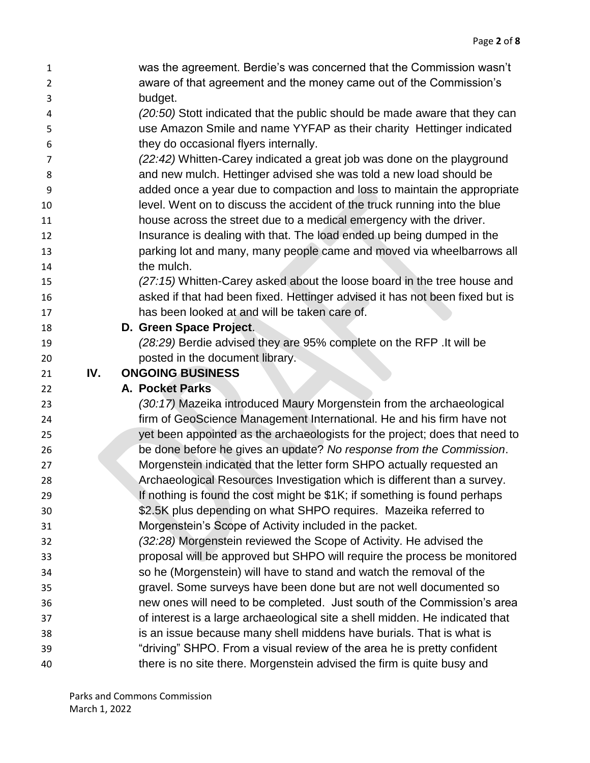was the agreement. Berdie's was concerned that the Commission wasn't aware of that agreement and the money came out of the Commission's budget.

*(20:50)* Stott indicated that the public should be made aware that they can use Amazon Smile and name YYFAP as their charity Hettinger indicated they do occasional flyers internally.

*(22:42)* Whitten-Carey indicated a great job was done on the playground and new mulch. Hettinger advised she was told a new load should be added once a year due to compaction and loss to maintain the appropriate level. Went on to discuss the accident of the truck running into the blue house across the street due to a medical emergency with the driver. Insurance is dealing with that. The load ended up being dumped in the parking lot and many, many people came and moved via wheelbarrows all the mulch.

*(27:15)* Whitten-Carey asked about the loose board in the tree house and asked if that had been fixed. Hettinger advised it has not been fixed but is has been looked at and will be taken care of.

**D. Green Space Project**.

*(28:29)* Berdie advised they are 95% complete on the RFP .It will be posted in the document library.

## IV. ONGOING BUSINESS

**A. Pocket Parks**

*(30:17)* Mazeika introduced Maury Morgenstein from the archaeological firm of GeoScience Management International. He and his firm have not yet been appointed as the archaeologists for the project; does that need to be done before he gives an update? *No response from the Commission*. Morgenstein indicated that the letter form SHPO actually requested an Archaeological Resources Investigation which is different than a survey. If nothing is found the cost might be $1K; if something is found perhaps $2.5K plus depending on what SHPO requires. Mazeika referred to Morgenstein's Scope of Activity included in the packet.

*(32:28)* Morgenstein reviewed the Scope of Activity. He advised the proposal will be approved but SHPO will require the process be monitored so he (Morgenstein) will have to stand and watch the removal of the gravel. Some surveys have been done but are not well documented so new ones will need to be completed. Just south of the Commission's area of interest is a large archaeological site a shell midden. He indicated that is an issue because many shell middens have burials. That is what is "driving" SHPO. From a visual review of the area he is pretty confident there is no site there. Morgenstein advised the firm is quite busy and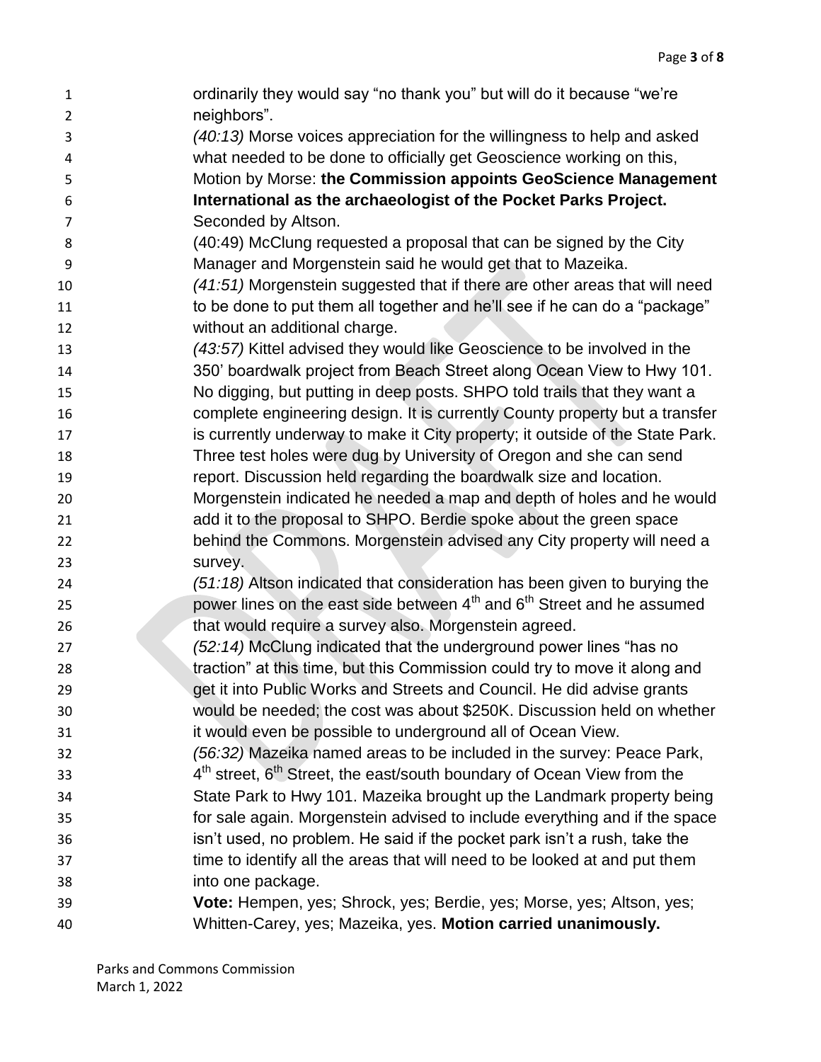ordinarily they would say "no thank you" but will do it because "we're neighbors".

*(40:13)* Morse voices appreciation for the willingness to help and asked what needed to be done to officially get Geoscience working on this, Motion by Morse: **the Commission appoints GeoScience Management International as the archaeologist of the Pocket Parks Project.** Seconded by Altson.

(40:49) McClung requested a proposal that can be signed by the City Manager and Morgenstein said he would get that to Mazeika.

*(41:51)* Morgenstein suggested that if there are other areas that will need to be done to put them all together and he'll see if he can do a "package" without an additional charge.

*(43:57)* Kittel advised they would like Geoscience to be involved in the 350' boardwalk project from Beach Street along Ocean View to Hwy 101. No digging, but putting in deep posts. SHPO told trails that they want a complete engineering design. It is currently County property but a transfer is currently underway to make it City property; it outside of the State Park. Three test holes were dug by University of Oregon and she can send report. Discussion held regarding the boardwalk size and location. Morgenstein indicated he needed a map and depth of holes and he would add it to the proposal to SHPO. Berdie spoke about the green space behind the Commons. Morgenstein advised any City property will need a survey.

*(51:18)* Altson indicated that consideration has been given to burying the power lines on the east side between 4th and 6th Street and he assumed that would require a survey also. Morgenstein agreed.

*(52:14)* McClung indicated that the underground power lines "has no traction" at this time, but this Commission could try to move it along and get it into Public Works and Streets and Council. He did advise grants would be needed; the cost was about $250K. Discussion held on whether it would even be possible to underground all of Ocean View.

*(56:32)* Mazeika named areas to be included in the survey: Peace Park, 4th street, 6th Street, the east/south boundary of Ocean View from the State Park to Hwy 101. Mazeika brought up the Landmark property being for sale again. Morgenstein advised to include everything and if the space isn't used, no problem. He said if the pocket park isn't a rush, take the time to identify all the areas that will need to be looked at and put them into one package.

**Vote:** Hempen, yes; Shrock, yes; Berdie, yes; Morse, yes; Altson, yes; Whitten-Carey, yes; Mazeika, yes. **Motion carried unanimously.**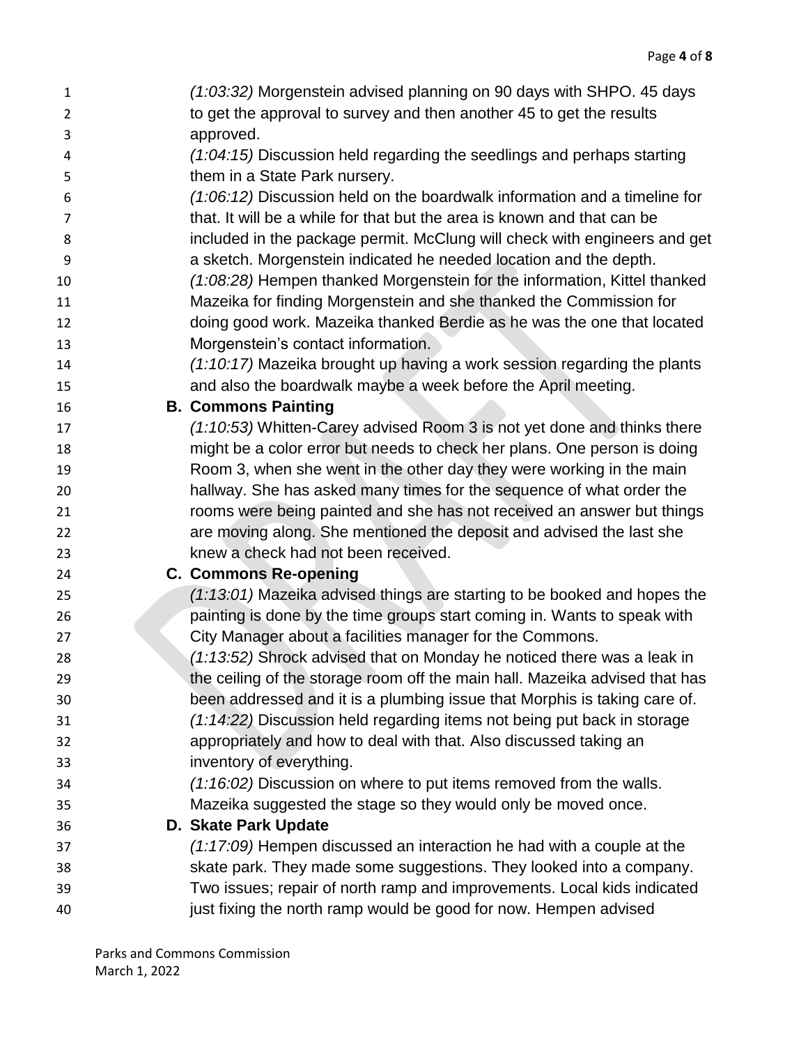(*1:03:32*) Morgenstein advised planning on 90 days with SHPO. 45 days to get the approval to survey and then another 45 to get the results approved.

(*1:04:15*) Discussion held regarding the seedlings and perhaps starting them in a State Park nursery.

(*1:06:12*) Discussion held on the boardwalk information and a timeline for that. It will be a while for that but the area is known and that can be included in the package permit. McClung will check with engineers and get a sketch. Morgenstein indicated he needed location and the depth.

(*1:08:28*) Hempen thanked Morgenstein for the information, Kittel thanked Mazeika for finding Morgenstein and she thanked the Commission for doing good work. Mazeika thanked Berdie as he was the one that located Morgenstein's contact information.

(*1:10:17*) Mazeika brought up having a work session regarding the plants and also the boardwalk maybe a week before the April meeting.

**B. Commons Painting**

(*1:10:53*) Whitten-Carey advised Room 3 is not yet done and thinks there might be a color error but needs to check her plans. One person is doing Room 3, when she went in the other day they were working in the main hallway. She has asked many times for the sequence of what order the rooms were being painted and she has not received an answer but things are moving along. She mentioned the deposit and advised the last she knew a check had not been received.

**C. Commons Re-opening**

(*1:13:01*) Mazeika advised things are starting to be booked and hopes the painting is done by the time groups start coming in. Wants to speak with City Manager about a facilities manager for the Commons.

(*1:13:52*) Shrock advised that on Monday he noticed there was a leak in the ceiling of the storage room off the main hall. Mazeika advised that has been addressed and it is a plumbing issue that Morphis is taking care of.

(*1:14:22*) Discussion held regarding items not being put back in storage appropriately and how to deal with that. Also discussed taking an inventory of everything.

(*1:16:02*) Discussion on where to put items removed from the walls. Mazeika suggested the stage so they would only be moved once.

**D. Skate Park Update**

(*1:17:09*) Hempen discussed an interaction he had with a couple at the skate park. They made some suggestions. They looked into a company. Two issues; repair of north ramp and improvements. Local kids indicated just fixing the north ramp would be good for now. Hempen advised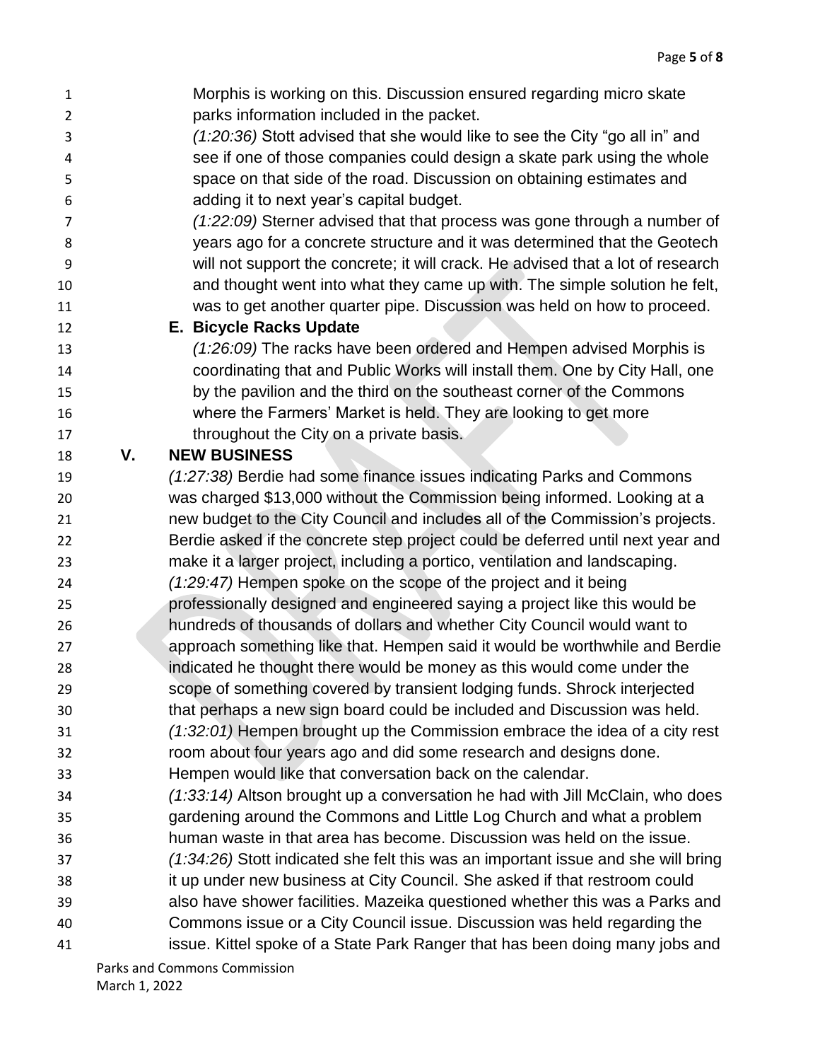Morphis is working on this. Discussion ensured regarding micro skate parks information included in the packet.

*(1:20:36)* Stott advised that she would like to see the City "go all in" and see if one of those companies could design a skate park using the whole space on that side of the road. Discussion on obtaining estimates and adding it to next year's capital budget.

*(1:22:09)* Sterner advised that that process was gone through a number of years ago for a concrete structure and it was determined that the Geotech will not support the concrete; it will crack. He advised that a lot of research and thought went into what they came up with. The simple solution he felt, was to get another quarter pipe. Discussion was held on how to proceed.

**E. Bicycle Racks Update**

*(1:26:09)* The racks have been ordered and Hempen advised Morphis is coordinating that and Public Works will install them. One by City Hall, one by the pavilion and the third on the southeast corner of the Commons where the Farmers' Market is held. They are looking to get more throughout the City on a private basis.

## V. NEW BUSINESS

*(1:27:38)* Berdie had some finance issues indicating Parks and Commons was charged $13,000 without the Commission being informed. Looking at a new budget to the City Council and includes all of the Commission's projects. Berdie asked if the concrete step project could be deferred until next year and make it a larger project, including a portico, ventilation and landscaping.

*(1:29:47)* Hempen spoke on the scope of the project and it being professionally designed and engineered saying a project like this would be hundreds of thousands of dollars and whether City Council would want to approach something like that. Hempen said it would be worthwhile and Berdie indicated he thought there would be money as this would come under the scope of something covered by transient lodging funds. Shrock interjected that perhaps a new sign board could be included and Discussion was held.

*(1:32:01)* Hempen brought up the Commission embrace the idea of a city rest room about four years ago and did some research and designs done. Hempen would like that conversation back on the calendar.

*(1:33:14)* Altson brought up a conversation he had with Jill McClain, who does gardening around the Commons and Little Log Church and what a problem human waste in that area has become. Discussion was held on the issue.

*(1:34:26)* Stott indicated she felt this was an important issue and she will bring it up under new business at City Council. She asked if that restroom could also have shower facilities. Mazeika questioned whether this was a Parks and Commons issue or a City Council issue. Discussion was held regarding the issue. Kittel spoke of a State Park Ranger that has been doing many jobs and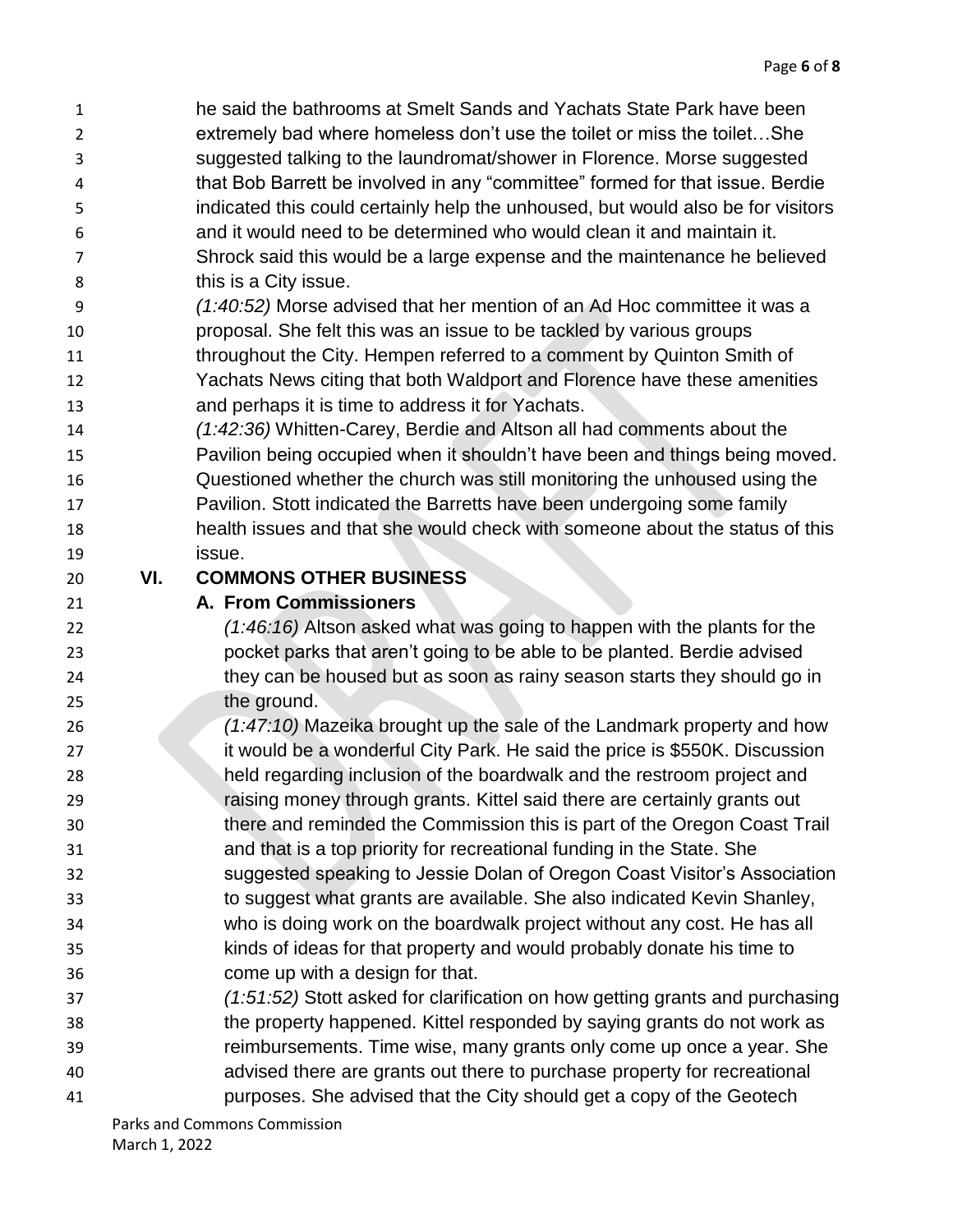he said the bathrooms at Smelt Sands and Yachats State Park have been extremely bad where homeless don't use the toilet or miss the toilet…She suggested talking to the laundromat/shower in Florence. Morse suggested that Bob Barrett be involved in any "committee" formed for that issue. Berdie indicated this could certainly help the unhoused, but would also be for visitors and it would need to be determined who would clean it and maintain it. Shrock said this would be a large expense and the maintenance he believed this is a City issue.

*(1:40:52)* Morse advised that her mention of an Ad Hoc committee it was a proposal. She felt this was an issue to be tackled by various groups throughout the City. Hempen referred to a comment by Quinton Smith of Yachats News citing that both Waldport and Florence have these amenities and perhaps it is time to address it for Yachats.

*(1:42:36)* Whitten-Carey, Berdie and Altson all had comments about the Pavilion being occupied when it shouldn't have been and things being moved. Questioned whether the church was still monitoring the unhoused using the Pavilion. Stott indicated the Barretts have been undergoing some family health issues and that she would check with someone about the status of this issue.

## VI. COMMONS OTHER BUSINESS

### A. From Commissioners

*(1:46:16)* Altson asked what was going to happen with the plants for the pocket parks that aren't going to be able to be planted. Berdie advised they can be housed but as soon as rainy season starts they should go in the ground.

*(1:47:10)* Mazeika brought up the sale of the Landmark property and how it would be a wonderful City Park. He said the price is $550K. Discussion held regarding inclusion of the boardwalk and the restroom project and raising money through grants. Kittel said there are certainly grants out there and reminded the Commission this is part of the Oregon Coast Trail and that is a top priority for recreational funding in the State. She suggested speaking to Jessie Dolan of Oregon Coast Visitor's Association to suggest what grants are available. She also indicated Kevin Shanley, who is doing work on the boardwalk project without any cost. He has all kinds of ideas for that property and would probably donate his time to come up with a design for that.

*(1:51:52)* Stott asked for clarification on how getting grants and purchasing the property happened. Kittel responded by saying grants do not work as reimbursements. Time wise, many grants only come up once a year. She advised there are grants out there to purchase property for recreational purposes. She advised that the City should get a copy of the Geotech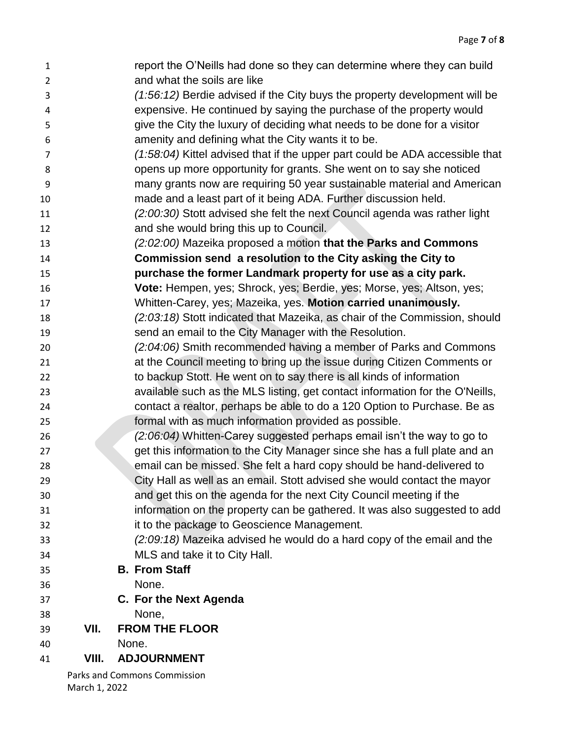report the O'Neills had done so they can determine where they can build and what the soils are like

*(1:56:12)* Berdie advised if the City buys the property development will be expensive. He continued by saying the purchase of the property would give the City the luxury of deciding what needs to be done for a visitor amenity and defining what the City wants it to be.

*(1:58:04)* Kittel advised that if the upper part could be ADA accessible that opens up more opportunity for grants. She went on to say she noticed many grants now are requiring 50 year sustainable material and American made and a least part of it being ADA. Further discussion held.

*(2:00:30)* Stott advised she felt the next Council agenda was rather light and she would bring this up to Council.

*(2:02:00)* Mazeika proposed a motion **that the Parks and Commons Commission send a resolution to the City asking the City to purchase the former Landmark property for use as a city park.** **Vote:** Hempen, yes; Shrock, yes; Berdie, yes; Morse, yes; Altson, yes; Whitten-Carey, yes; Mazeika, yes. **Motion carried unanimously.**

*(2:03:18)* Stott indicated that Mazeika, as chair of the Commission, should send an email to the City Manager with the Resolution.

*(2:04:06)* Smith recommended having a member of Parks and Commons at the Council meeting to bring up the issue during Citizen Comments or to backup Stott. He went on to say there is all kinds of information available such as the MLS listing, get contact information for the O'Neills, contact a realtor, perhaps be able to do a 120 Option to Purchase. Be as formal with as much information provided as possible.

*(2:06:04)* Whitten-Carey suggested perhaps email isn't the way to go to get this information to the City Manager since she has a full plate and an email can be missed. She felt a hard copy should be hand-delivered to City Hall as well as an email. Stott advised she would contact the mayor and get this on the agenda for the next City Council meeting if the information on the property can be gathered. It was also suggested to add it to the package to Geoscience Management.

*(2:09:18)* Mazeika advised he would do a hard copy of the email and the MLS and take it to City Hall.

**B. From Staff**

None.

**C. For the Next Agenda**

None,

## VII. FROM THE FLOOR

None.

## VIII. ADJOURNMENT

Parks and Commons Commission
March 1, 2022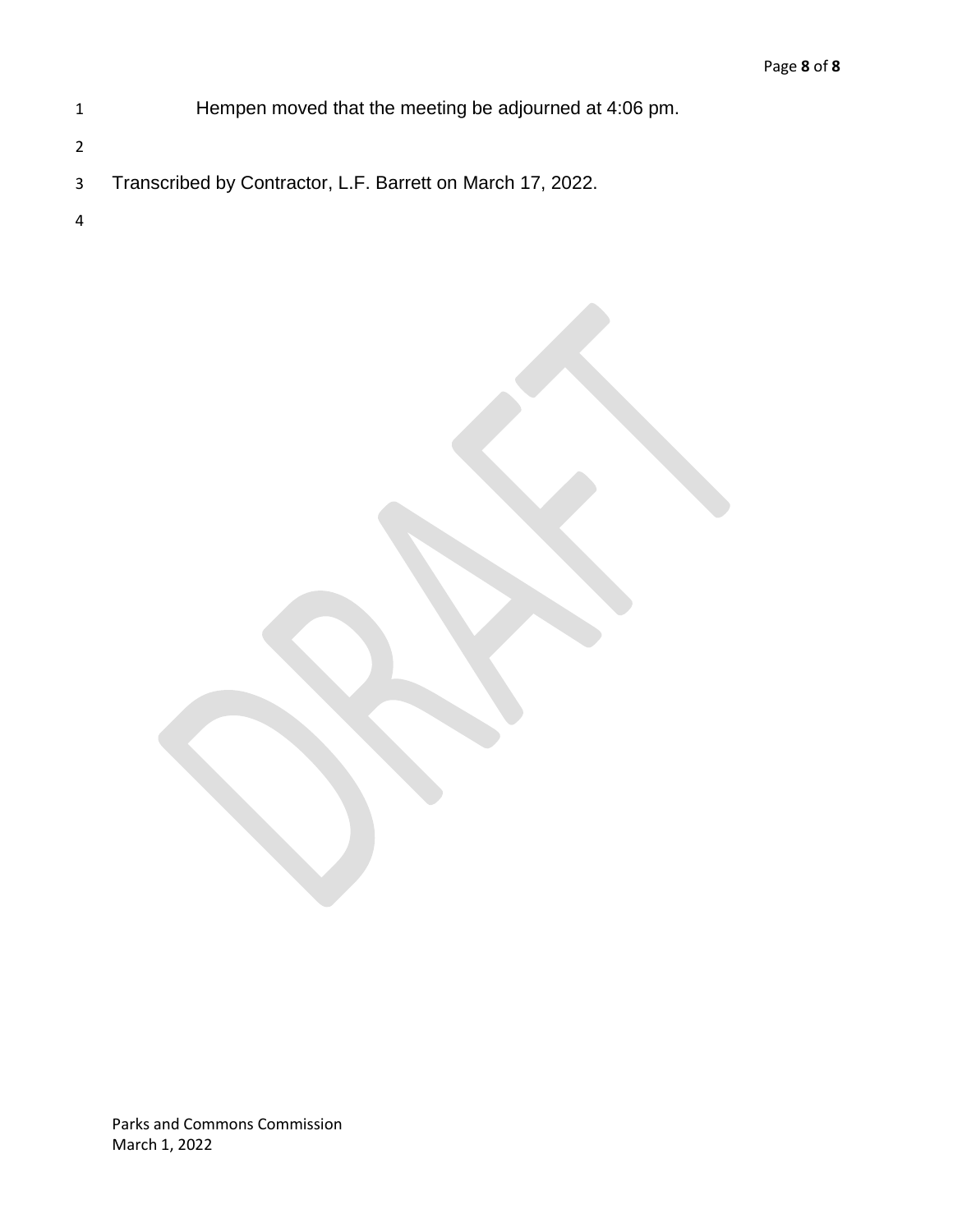Hempen moved that the meeting be adjourned at 4:06 pm.

Transcribed by Contractor, L.F. Barrett on March 17, 2022.